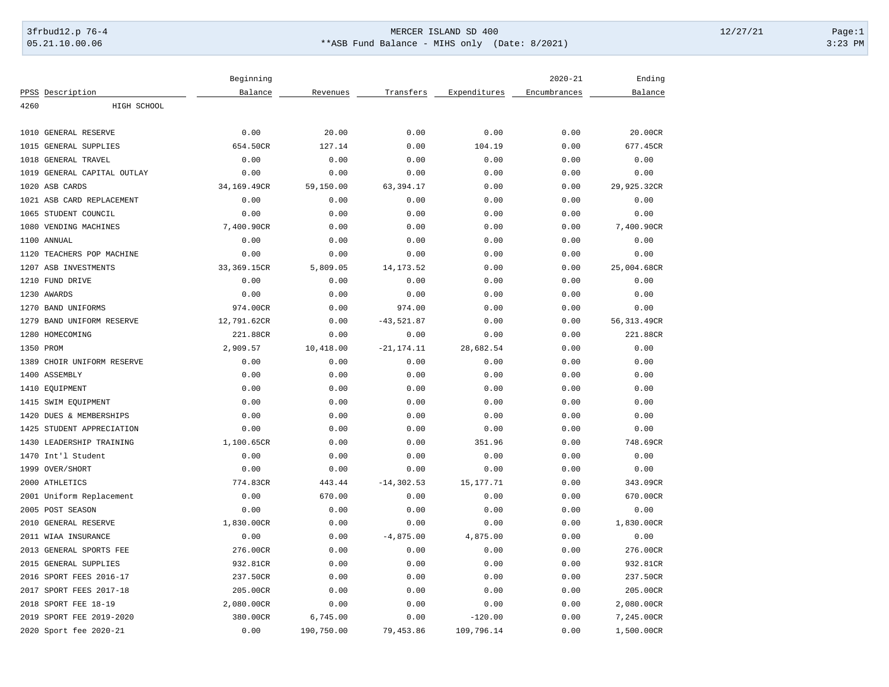3frbud12.p 76-4 | MERCER ISLAND SD 400 | 12/27/21

05.21.10.00.06 | **ASB Fund Balance - MIHS only (Date: 8/2021) | 3:23 PM

| PPSS | Description | Beginning Balance | Revenues | Transfers | Expenditures | 2020-21 Encumbrances | Ending Balance |
|---|---|---|---|---|---|---|---|
| 4260 | HIGH SCHOOL | | | | | | |
| 1010 | GENERAL RESERVE | 0.00 | 20.00 | 0.00 | 0.00 | 0.00 | 20.00CR |
| 1015 | GENERAL SUPPLIES | 654.50CR | 127.14 | 0.00 | 104.19 | 0.00 | 677.45CR |
| 1018 | GENERAL TRAVEL | 0.00 | 0.00 | 0.00 | 0.00 | 0.00 | 0.00 |
| 1019 | GENERAL CAPITAL OUTLAY | 0.00 | 0.00 | 0.00 | 0.00 | 0.00 | 0.00 |
| 1020 | ASB CARDS | 34,169.49CR | 59,150.00 | 63,394.17 | 0.00 | 0.00 | 29,925.32CR |
| 1021 | ASB CARD REPLACEMENT | 0.00 | 0.00 | 0.00 | 0.00 | 0.00 | 0.00 |
| 1065 | STUDENT COUNCIL | 0.00 | 0.00 | 0.00 | 0.00 | 0.00 | 0.00 |
| 1080 | VENDING MACHINES | 7,400.90CR | 0.00 | 0.00 | 0.00 | 0.00 | 7,400.90CR |
| 1100 | ANNUAL | 0.00 | 0.00 | 0.00 | 0.00 | 0.00 | 0.00 |
| 1120 | TEACHERS POP MACHINE | 0.00 | 0.00 | 0.00 | 0.00 | 0.00 | 0.00 |
| 1207 | ASB INVESTMENTS | 33,369.15CR | 5,809.05 | 14,173.52 | 0.00 | 0.00 | 25,004.68CR |
| 1210 | FUND DRIVE | 0.00 | 0.00 | 0.00 | 0.00 | 0.00 | 0.00 |
| 1230 | AWARDS | 0.00 | 0.00 | 0.00 | 0.00 | 0.00 | 0.00 |
| 1270 | BAND UNIFORMS | 974.00CR | 0.00 | 974.00 | 0.00 | 0.00 | 0.00 |
| 1279 | BAND UNIFORM RESERVE | 12,791.62CR | 0.00 | -43,521.87 | 0.00 | 0.00 | 56,313.49CR |
| 1280 | HOMECOMING | 221.88CR | 0.00 | 0.00 | 0.00 | 0.00 | 221.88CR |
| 1350 | PROM | 2,909.57 | 10,418.00 | -21,174.11 | 28,682.54 | 0.00 | 0.00 |
| 1389 | CHOIR UNIFORM RESERVE | 0.00 | 0.00 | 0.00 | 0.00 | 0.00 | 0.00 |
| 1400 | ASSEMBLY | 0.00 | 0.00 | 0.00 | 0.00 | 0.00 | 0.00 |
| 1410 | EQUIPMENT | 0.00 | 0.00 | 0.00 | 0.00 | 0.00 | 0.00 |
| 1415 | SWIM EQUIPMENT | 0.00 | 0.00 | 0.00 | 0.00 | 0.00 | 0.00 |
| 1420 | DUES & MEMBERSHIPS | 0.00 | 0.00 | 0.00 | 0.00 | 0.00 | 0.00 |
| 1425 | STUDENT APPRECIATION | 0.00 | 0.00 | 0.00 | 0.00 | 0.00 | 0.00 |
| 1430 | LEADERSHIP TRAINING | 1,100.65CR | 0.00 | 0.00 | 351.96 | 0.00 | 748.69CR |
| 1470 | Int'l Student | 0.00 | 0.00 | 0.00 | 0.00 | 0.00 | 0.00 |
| 1999 | OVER/SHORT | 0.00 | 0.00 | 0.00 | 0.00 | 0.00 | 0.00 |
| 2000 | ATHLETICS | 774.83CR | 443.44 | -14,302.53 | 15,177.71 | 0.00 | 343.09CR |
| 2001 | Uniform Replacement | 0.00 | 670.00 | 0.00 | 0.00 | 0.00 | 670.00CR |
| 2005 | POST SEASON | 0.00 | 0.00 | 0.00 | 0.00 | 0.00 | 0.00 |
| 2010 | GENERAL RESERVE | 1,830.00CR | 0.00 | 0.00 | 0.00 | 0.00 | 1,830.00CR |
| 2011 | WIAA INSURANCE | 0.00 | 0.00 | -4,875.00 | 4,875.00 | 0.00 | 0.00 |
| 2013 | GENERAL SPORTS FEE | 276.00CR | 0.00 | 0.00 | 0.00 | 0.00 | 276.00CR |
| 2015 | GENERAL SUPPLIES | 932.81CR | 0.00 | 0.00 | 0.00 | 0.00 | 932.81CR |
| 2016 | SPORT FEES 2016-17 | 237.50CR | 0.00 | 0.00 | 0.00 | 0.00 | 237.50CR |
| 2017 | SPORT FEES 2017-18 | 205.00CR | 0.00 | 0.00 | 0.00 | 0.00 | 205.00CR |
| 2018 | SPORT FEE 18-19 | 2,080.00CR | 0.00 | 0.00 | 0.00 | 0.00 | 2,080.00CR |
| 2019 | SPORT FEE 2019-2020 | 380.00CR | 6,745.00 | 0.00 | -120.00 | 0.00 | 7,245.00CR |
| 2020 | Sport fee 2020-21 | 0.00 | 190,750.00 | 79,453.86 | 109,796.14 | 0.00 | 1,500.00CR |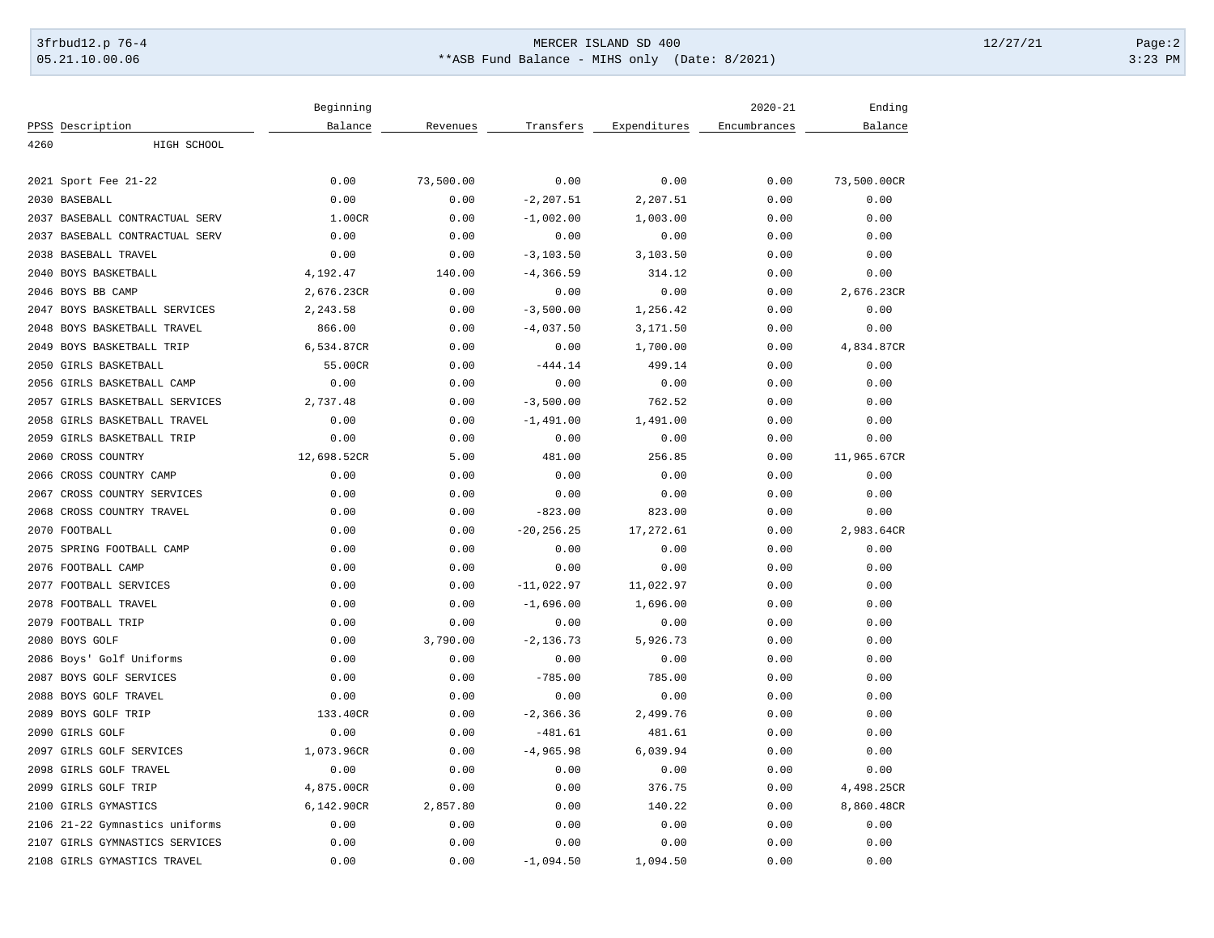| PPSS | Description | Beginning Balance | Revenues | Transfers | Expenditures | 2020-21 Encumbrances | Ending Balance |
|---|---|---|---|---|---|---|---|
| 4260 | HIGH SCHOOL | | | | | | |
| 2021 | Sport Fee 21-22 | 0.00 | 73,500.00 | 0.00 | 0.00 | 0.00 | 73,500.00CR |
| 2030 | BASEBALL | 0.00 | 0.00 | -2,207.51 | 2,207.51 | 0.00 | 0.00 |
| 2037 | BASEBALL CONTRACTUAL SERV | 1.00CR | 0.00 | -1,002.00 | 1,003.00 | 0.00 | 0.00 |
| 2037 | BASEBALL CONTRACTUAL SERV | 0.00 | 0.00 | 0.00 | 0.00 | 0.00 | 0.00 |
| 2038 | BASEBALL TRAVEL | 0.00 | 0.00 | -3,103.50 | 3,103.50 | 0.00 | 0.00 |
| 2040 | BOYS BASKETBALL | 4,192.47 | 140.00 | -4,366.59 | 314.12 | 0.00 | 0.00 |
| 2046 | BOYS BB CAMP | 2,676.23CR | 0.00 | 0.00 | 0.00 | 0.00 | 2,676.23CR |
| 2047 | BOYS BASKETBALL SERVICES | 2,243.58 | 0.00 | -3,500.00 | 1,256.42 | 0.00 | 0.00 |
| 2048 | BOYS BASKETBALL TRAVEL | 866.00 | 0.00 | -4,037.50 | 3,171.50 | 0.00 | 0.00 |
| 2049 | BOYS BASKETBALL TRIP | 6,534.87CR | 0.00 | 0.00 | 1,700.00 | 0.00 | 4,834.87CR |
| 2050 | GIRLS BASKETBALL | 55.00CR | 0.00 | -444.14 | 499.14 | 0.00 | 0.00 |
| 2056 | GIRLS BASKETBALL CAMP | 0.00 | 0.00 | 0.00 | 0.00 | 0.00 | 0.00 |
| 2057 | GIRLS BASKETBALL SERVICES | 2,737.48 | 0.00 | -3,500.00 | 762.52 | 0.00 | 0.00 |
| 2058 | GIRLS BASKETBALL TRAVEL | 0.00 | 0.00 | -1,491.00 | 1,491.00 | 0.00 | 0.00 |
| 2059 | GIRLS BASKETBALL TRIP | 0.00 | 0.00 | 0.00 | 0.00 | 0.00 | 0.00 |
| 2060 | CROSS COUNTRY | 12,698.52CR | 5.00 | 481.00 | 256.85 | 0.00 | 11,965.67CR |
| 2066 | CROSS COUNTRY CAMP | 0.00 | 0.00 | 0.00 | 0.00 | 0.00 | 0.00 |
| 2067 | CROSS COUNTRY SERVICES | 0.00 | 0.00 | 0.00 | 0.00 | 0.00 | 0.00 |
| 2068 | CROSS COUNTRY TRAVEL | 0.00 | 0.00 | -823.00 | 823.00 | 0.00 | 0.00 |
| 2070 | FOOTBALL | 0.00 | 0.00 | -20,256.25 | 17,272.61 | 0.00 | 2,983.64CR |
| 2075 | SPRING FOOTBALL CAMP | 0.00 | 0.00 | 0.00 | 0.00 | 0.00 | 0.00 |
| 2076 | FOOTBALL CAMP | 0.00 | 0.00 | 0.00 | 0.00 | 0.00 | 0.00 |
| 2077 | FOOTBALL SERVICES | 0.00 | 0.00 | -11,022.97 | 11,022.97 | 0.00 | 0.00 |
| 2078 | FOOTBALL TRAVEL | 0.00 | 0.00 | -1,696.00 | 1,696.00 | 0.00 | 0.00 |
| 2079 | FOOTBALL TRIP | 0.00 | 0.00 | 0.00 | 0.00 | 0.00 | 0.00 |
| 2080 | BOYS GOLF | 0.00 | 3,790.00 | -2,136.73 | 5,926.73 | 0.00 | 0.00 |
| 2086 | Boys' Golf Uniforms | 0.00 | 0.00 | 0.00 | 0.00 | 0.00 | 0.00 |
| 2087 | BOYS GOLF SERVICES | 0.00 | 0.00 | -785.00 | 785.00 | 0.00 | 0.00 |
| 2088 | BOYS GOLF TRAVEL | 0.00 | 0.00 | 0.00 | 0.00 | 0.00 | 0.00 |
| 2089 | BOYS GOLF TRIP | 133.40CR | 0.00 | -2,366.36 | 2,499.76 | 0.00 | 0.00 |
| 2090 | GIRLS GOLF | 0.00 | 0.00 | -481.61 | 481.61 | 0.00 | 0.00 |
| 2097 | GIRLS GOLF SERVICES | 1,073.96CR | 0.00 | -4,965.98 | 6,039.94 | 0.00 | 0.00 |
| 2098 | GIRLS GOLF TRAVEL | 0.00 | 0.00 | 0.00 | 0.00 | 0.00 | 0.00 |
| 2099 | GIRLS GOLF TRIP | 4,875.00CR | 0.00 | 0.00 | 376.75 | 0.00 | 4,498.25CR |
| 2100 | GIRLS GYMASTICS | 6,142.90CR | 2,857.80 | 0.00 | 140.22 | 0.00 | 8,860.48CR |
| 2106 | 21-22 Gymnastics uniforms | 0.00 | 0.00 | 0.00 | 0.00 | 0.00 | 0.00 |
| 2107 | GIRLS GYMNASTICS SERVICES | 0.00 | 0.00 | 0.00 | 0.00 | 0.00 | 0.00 |
| 2108 | GIRLS GYMASTICS TRAVEL | 0.00 | 0.00 | -1,094.50 | 1,094.50 | 0.00 | 0.00 |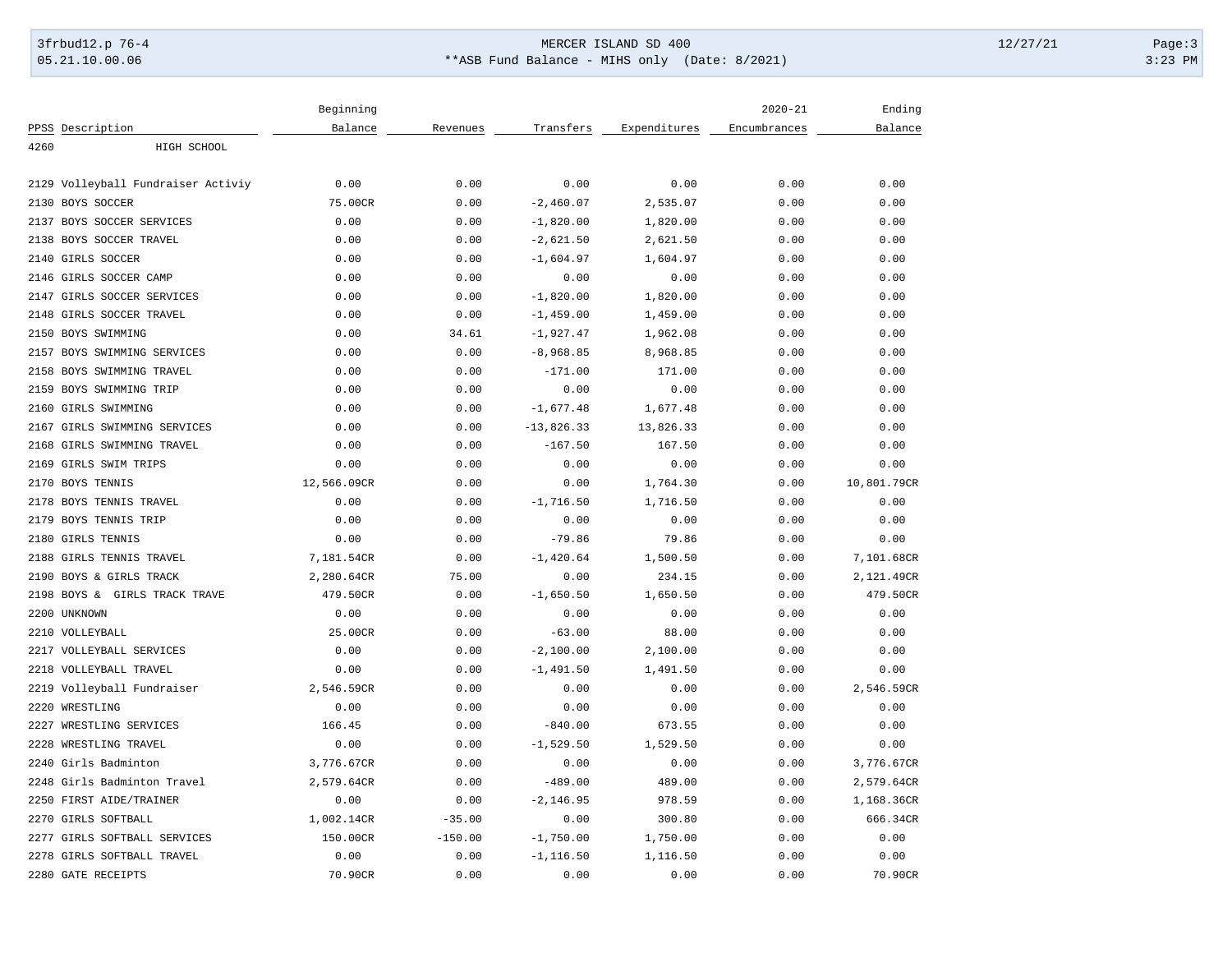| PPSS | Description | Beginning Balance | Revenues | Transfers | Expenditures | 2020-21 Encumbrances | Ending Balance |
|---|---|---|---|---|---|---|---|
| 4260 | HIGH SCHOOL | | | | | | |
| 2129 | Volleyball Fundraiser Activiy | 0.00 | 0.00 | 0.00 | 0.00 | 0.00 | 0.00 |
| 2130 | BOYS SOCCER | 75.00CR | 0.00 | -2,460.07 | 2,535.07 | 0.00 | 0.00 |
| 2137 | BOYS SOCCER SERVICES | 0.00 | 0.00 | -1,820.00 | 1,820.00 | 0.00 | 0.00 |
| 2138 | BOYS SOCCER TRAVEL | 0.00 | 0.00 | -2,621.50 | 2,621.50 | 0.00 | 0.00 |
| 2140 | GIRLS SOCCER | 0.00 | 0.00 | -1,604.97 | 1,604.97 | 0.00 | 0.00 |
| 2146 | GIRLS SOCCER CAMP | 0.00 | 0.00 | 0.00 | 0.00 | 0.00 | 0.00 |
| 2147 | GIRLS SOCCER SERVICES | 0.00 | 0.00 | -1,820.00 | 1,820.00 | 0.00 | 0.00 |
| 2148 | GIRLS SOCCER TRAVEL | 0.00 | 0.00 | -1,459.00 | 1,459.00 | 0.00 | 0.00 |
| 2150 | BOYS SWIMMING | 0.00 | 34.61 | -1,927.47 | 1,962.08 | 0.00 | 0.00 |
| 2157 | BOYS SWIMMING SERVICES | 0.00 | 0.00 | -8,968.85 | 8,968.85 | 0.00 | 0.00 |
| 2158 | BOYS SWIMMING TRAVEL | 0.00 | 0.00 | -171.00 | 171.00 | 0.00 | 0.00 |
| 2159 | BOYS SWIMMING TRIP | 0.00 | 0.00 | 0.00 | 0.00 | 0.00 | 0.00 |
| 2160 | GIRLS SWIMMING | 0.00 | 0.00 | -1,677.48 | 1,677.48 | 0.00 | 0.00 |
| 2167 | GIRLS SWIMMING SERVICES | 0.00 | 0.00 | -13,826.33 | 13,826.33 | 0.00 | 0.00 |
| 2168 | GIRLS SWIMMING TRAVEL | 0.00 | 0.00 | -167.50 | 167.50 | 0.00 | 0.00 |
| 2169 | GIRLS SWIM TRIPS | 0.00 | 0.00 | 0.00 | 0.00 | 0.00 | 0.00 |
| 2170 | BOYS TENNIS | 12,566.09CR | 0.00 | 0.00 | 1,764.30 | 0.00 | 10,801.79CR |
| 2178 | BOYS TENNIS TRAVEL | 0.00 | 0.00 | -1,716.50 | 1,716.50 | 0.00 | 0.00 |
| 2179 | BOYS TENNIS TRIP | 0.00 | 0.00 | 0.00 | 0.00 | 0.00 | 0.00 |
| 2180 | GIRLS TENNIS | 0.00 | 0.00 | -79.86 | 79.86 | 0.00 | 0.00 |
| 2188 | GIRLS TENNIS TRAVEL | 7,181.54CR | 0.00 | -1,420.64 | 1,500.50 | 0.00 | 7,101.68CR |
| 2190 | BOYS & GIRLS TRACK | 2,280.64CR | 75.00 | 0.00 | 234.15 | 0.00 | 2,121.49CR |
| 2198 | BOYS & GIRLS TRACK TRAVE | 479.50CR | 0.00 | -1,650.50 | 1,650.50 | 0.00 | 479.50CR |
| 2200 | UNKNOWN | 0.00 | 0.00 | 0.00 | 0.00 | 0.00 | 0.00 |
| 2210 | VOLLEYBALL | 25.00CR | 0.00 | -63.00 | 88.00 | 0.00 | 0.00 |
| 2217 | VOLLEYBALL SERVICES | 0.00 | 0.00 | -2,100.00 | 2,100.00 | 0.00 | 0.00 |
| 2218 | VOLLEYBALL TRAVEL | 0.00 | 0.00 | -1,491.50 | 1,491.50 | 0.00 | 0.00 |
| 2219 | Volleyball Fundraiser | 2,546.59CR | 0.00 | 0.00 | 0.00 | 0.00 | 2,546.59CR |
| 2220 | WRESTLING | 0.00 | 0.00 | 0.00 | 0.00 | 0.00 | 0.00 |
| 2227 | WRESTLING SERVICES | 166.45 | 0.00 | -840.00 | 673.55 | 0.00 | 0.00 |
| 2228 | WRESTLING TRAVEL | 0.00 | 0.00 | -1,529.50 | 1,529.50 | 0.00 | 0.00 |
| 2240 | Girls Badminton | 3,776.67CR | 0.00 | 0.00 | 0.00 | 0.00 | 3,776.67CR |
| 2248 | Girls Badminton Travel | 2,579.64CR | 0.00 | -489.00 | 489.00 | 0.00 | 2,579.64CR |
| 2250 | FIRST AIDE/TRAINER | 0.00 | 0.00 | -2,146.95 | 978.59 | 0.00 | 1,168.36CR |
| 2270 | GIRLS SOFTBALL | 1,002.14CR | -35.00 | 0.00 | 300.80 | 0.00 | 666.34CR |
| 2277 | GIRLS SOFTBALL SERVICES | 150.00CR | -150.00 | -1,750.00 | 1,750.00 | 0.00 | 0.00 |
| 2278 | GIRLS SOFTBALL TRAVEL | 0.00 | 0.00 | -1,116.50 | 1,116.50 | 0.00 | 0.00 |
| 2280 | GATE RECEIPTS | 70.90CR | 0.00 | 0.00 | 0.00 | 0.00 | 70.90CR |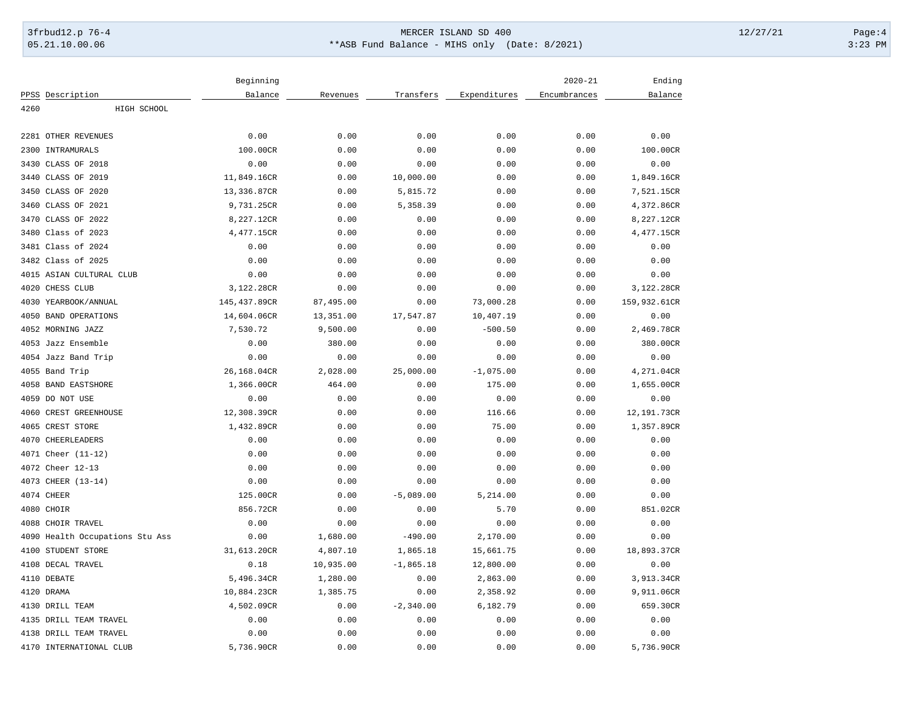| PPSS | Description | Beginning Balance | Revenues | Transfers | Expenditures | 2020-21 Encumbrances | Ending Balance |
|---|---|---|---|---|---|---|---|
| 4260 | HIGH SCHOOL | | | | | | |
| 2281 | OTHER REVENUES | 0.00 | 0.00 | 0.00 | 0.00 | 0.00 | 0.00 |
| 2300 | INTRAMURALS | 100.00CR | 0.00 | 0.00 | 0.00 | 0.00 | 100.00CR |
| 3430 | CLASS OF 2018 | 0.00 | 0.00 | 0.00 | 0.00 | 0.00 | 0.00 |
| 3440 | CLASS OF 2019 | 11,849.16CR | 0.00 | 10,000.00 | 0.00 | 0.00 | 1,849.16CR |
| 3450 | CLASS OF 2020 | 13,336.87CR | 0.00 | 5,815.72 | 0.00 | 0.00 | 7,521.15CR |
| 3460 | CLASS OF 2021 | 9,731.25CR | 0.00 | 5,358.39 | 0.00 | 0.00 | 4,372.86CR |
| 3470 | CLASS OF 2022 | 8,227.12CR | 0.00 | 0.00 | 0.00 | 0.00 | 8,227.12CR |
| 3480 | Class of 2023 | 4,477.15CR | 0.00 | 0.00 | 0.00 | 0.00 | 4,477.15CR |
| 3481 | Class of 2024 | 0.00 | 0.00 | 0.00 | 0.00 | 0.00 | 0.00 |
| 3482 | Class of 2025 | 0.00 | 0.00 | 0.00 | 0.00 | 0.00 | 0.00 |
| 4015 | ASIAN CULTURAL CLUB | 0.00 | 0.00 | 0.00 | 0.00 | 0.00 | 0.00 |
| 4020 | CHESS CLUB | 3,122.28CR | 0.00 | 0.00 | 0.00 | 0.00 | 3,122.28CR |
| 4030 | YEARBOOK/ANNUAL | 145,437.89CR | 87,495.00 | 0.00 | 73,000.28 | 0.00 | 159,932.61CR |
| 4050 | BAND OPERATIONS | 14,604.06CR | 13,351.00 | 17,547.87 | 10,407.19 | 0.00 | 0.00 |
| 4052 | MORNING JAZZ | 7,530.72 | 9,500.00 | 0.00 | -500.50 | 0.00 | 2,469.78CR |
| 4053 | Jazz Ensemble | 0.00 | 380.00 | 0.00 | 0.00 | 0.00 | 380.00CR |
| 4054 | Jazz Band Trip | 0.00 | 0.00 | 0.00 | 0.00 | 0.00 | 0.00 |
| 4055 | Band Trip | 26,168.04CR | 2,028.00 | 25,000.00 | -1,075.00 | 0.00 | 4,271.04CR |
| 4058 | BAND EASTSHORE | 1,366.00CR | 464.00 | 0.00 | 175.00 | 0.00 | 1,655.00CR |
| 4059 | DO NOT USE | 0.00 | 0.00 | 0.00 | 0.00 | 0.00 | 0.00 |
| 4060 | CREST GREENHOUSE | 12,308.39CR | 0.00 | 0.00 | 116.66 | 0.00 | 12,191.73CR |
| 4065 | CREST STORE | 1,432.89CR | 0.00 | 0.00 | 75.00 | 0.00 | 1,357.89CR |
| 4070 | CHEERLEADERS | 0.00 | 0.00 | 0.00 | 0.00 | 0.00 | 0.00 |
| 4071 | Cheer (11-12) | 0.00 | 0.00 | 0.00 | 0.00 | 0.00 | 0.00 |
| 4072 | Cheer 12-13 | 0.00 | 0.00 | 0.00 | 0.00 | 0.00 | 0.00 |
| 4073 | CHEER (13-14) | 0.00 | 0.00 | 0.00 | 0.00 | 0.00 | 0.00 |
| 4074 | CHEER | 125.00CR | 0.00 | -5,089.00 | 5,214.00 | 0.00 | 0.00 |
| 4080 | CHOIR | 856.72CR | 0.00 | 0.00 | 5.70 | 0.00 | 851.02CR |
| 4088 | CHOIR TRAVEL | 0.00 | 0.00 | 0.00 | 0.00 | 0.00 | 0.00 |
| 4090 | Health Occupations Stu Ass | 0.00 | 1,680.00 | -490.00 | 2,170.00 | 0.00 | 0.00 |
| 4100 | STUDENT STORE | 31,613.20CR | 4,807.10 | 1,865.18 | 15,661.75 | 0.00 | 18,893.37CR |
| 4108 | DECAL TRAVEL | 0.18 | 10,935.00 | -1,865.18 | 12,800.00 | 0.00 | 0.00 |
| 4110 | DEBATE | 5,496.34CR | 1,280.00 | 0.00 | 2,863.00 | 0.00 | 3,913.34CR |
| 4120 | DRAMA | 10,884.23CR | 1,385.75 | 0.00 | 2,358.92 | 0.00 | 9,911.06CR |
| 4130 | DRILL TEAM | 4,502.09CR | 0.00 | -2,340.00 | 6,182.79 | 0.00 | 659.30CR |
| 4135 | DRILL TEAM TRAVEL | 0.00 | 0.00 | 0.00 | 0.00 | 0.00 | 0.00 |
| 4138 | DRILL TEAM TRAVEL | 0.00 | 0.00 | 0.00 | 0.00 | 0.00 | 0.00 |
| 4170 | INTERNATIONAL CLUB | 5,736.90CR | 0.00 | 0.00 | 0.00 | 0.00 | 5,736.90CR |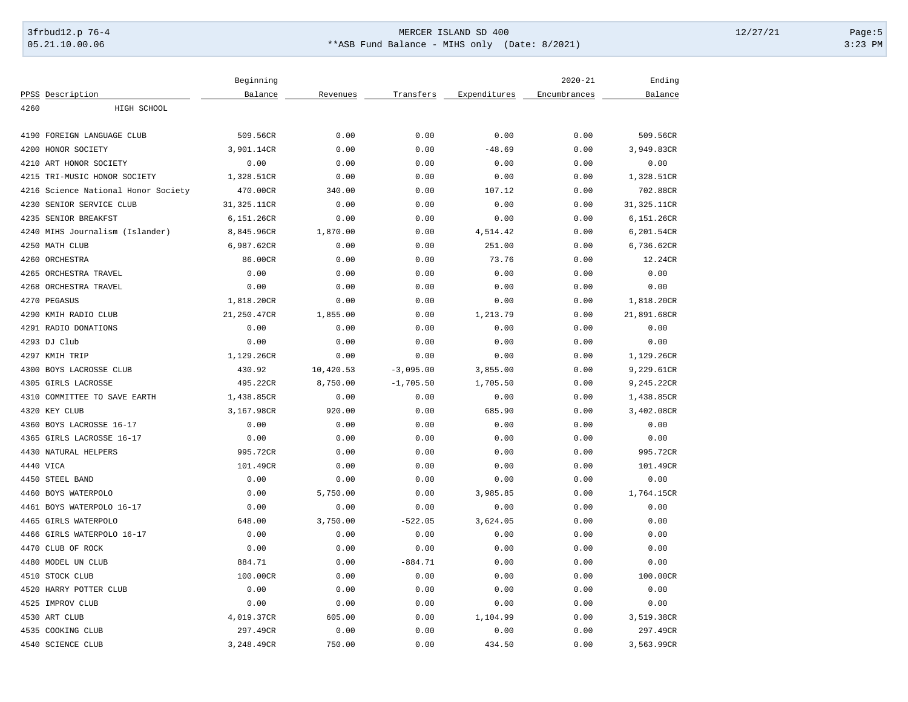| PPSS | Description | Beginning Balance | Revenues | Transfers | Expenditures | 2020-21 Encumbrances | Ending Balance |
|---|---|---|---|---|---|---|---|
| 4260 | HIGH SCHOOL | | | | | | |
| 4190 | FOREIGN LANGUAGE CLUB | 509.56CR | 0.00 | 0.00 | 0.00 | 0.00 | 509.56CR |
| 4200 | HONOR SOCIETY | 3,901.14CR | 0.00 | 0.00 | -48.69 | 0.00 | 3,949.83CR |
| 4210 | ART HONOR SOCIETY | 0.00 | 0.00 | 0.00 | 0.00 | 0.00 | 0.00 |
| 4215 | TRI-MUSIC HONOR SOCIETY | 1,328.51CR | 0.00 | 0.00 | 0.00 | 0.00 | 1,328.51CR |
| 4216 | Science National Honor Society | 470.00CR | 340.00 | 0.00 | 107.12 | 0.00 | 702.88CR |
| 4230 | SENIOR SERVICE CLUB | 31,325.11CR | 0.00 | 0.00 | 0.00 | 0.00 | 31,325.11CR |
| 4235 | SENIOR BREAKFST | 6,151.26CR | 0.00 | 0.00 | 0.00 | 0.00 | 6,151.26CR |
| 4240 | MIHS Journalism (Islander) | 8,845.96CR | 1,870.00 | 0.00 | 4,514.42 | 0.00 | 6,201.54CR |
| 4250 | MATH CLUB | 6,987.62CR | 0.00 | 0.00 | 251.00 | 0.00 | 6,736.62CR |
| 4260 | ORCHESTRA | 86.00CR | 0.00 | 0.00 | 73.76 | 0.00 | 12.24CR |
| 4265 | ORCHESTRA TRAVEL | 0.00 | 0.00 | 0.00 | 0.00 | 0.00 | 0.00 |
| 4268 | ORCHESTRA TRAVEL | 0.00 | 0.00 | 0.00 | 0.00 | 0.00 | 0.00 |
| 4270 | PEGASUS | 1,818.20CR | 0.00 | 0.00 | 0.00 | 0.00 | 1,818.20CR |
| 4290 | KMIH RADIO CLUB | 21,250.47CR | 1,855.00 | 0.00 | 1,213.79 | 0.00 | 21,891.68CR |
| 4291 | RADIO DONATIONS | 0.00 | 0.00 | 0.00 | 0.00 | 0.00 | 0.00 |
| 4293 | DJ Club | 0.00 | 0.00 | 0.00 | 0.00 | 0.00 | 0.00 |
| 4297 | KMIH TRIP | 1,129.26CR | 0.00 | 0.00 | 0.00 | 0.00 | 1,129.26CR |
| 4300 | BOYS LACROSSE CLUB | 430.92 | 10,420.53 | -3,095.00 | 3,855.00 | 0.00 | 9,229.61CR |
| 4305 | GIRLS LACROSSE | 495.22CR | 8,750.00 | -1,705.50 | 1,705.50 | 0.00 | 9,245.22CR |
| 4310 | COMMITTEE TO SAVE EARTH | 1,438.85CR | 0.00 | 0.00 | 0.00 | 0.00 | 1,438.85CR |
| 4320 | KEY CLUB | 3,167.98CR | 920.00 | 0.00 | 685.90 | 0.00 | 3,402.08CR |
| 4360 | BOYS LACROSSE 16-17 | 0.00 | 0.00 | 0.00 | 0.00 | 0.00 | 0.00 |
| 4365 | GIRLS LACROSSE 16-17 | 0.00 | 0.00 | 0.00 | 0.00 | 0.00 | 0.00 |
| 4430 | NATURAL HELPERS | 995.72CR | 0.00 | 0.00 | 0.00 | 0.00 | 995.72CR |
| 4440 | VICA | 101.49CR | 0.00 | 0.00 | 0.00 | 0.00 | 101.49CR |
| 4450 | STEEL BAND | 0.00 | 0.00 | 0.00 | 0.00 | 0.00 | 0.00 |
| 4460 | BOYS WATERPOLO | 0.00 | 5,750.00 | 0.00 | 3,985.85 | 0.00 | 1,764.15CR |
| 4461 | BOYS WATERPOLO 16-17 | 0.00 | 0.00 | 0.00 | 0.00 | 0.00 | 0.00 |
| 4465 | GIRLS WATERPOLO | 648.00 | 3,750.00 | -522.05 | 3,624.05 | 0.00 | 0.00 |
| 4466 | GIRLS WATERPOLO 16-17 | 0.00 | 0.00 | 0.00 | 0.00 | 0.00 | 0.00 |
| 4470 | CLUB OF ROCK | 0.00 | 0.00 | 0.00 | 0.00 | 0.00 | 0.00 |
| 4480 | MODEL UN CLUB | 884.71 | 0.00 | -884.71 | 0.00 | 0.00 | 0.00 |
| 4510 | STOCK CLUB | 100.00CR | 0.00 | 0.00 | 0.00 | 0.00 | 100.00CR |
| 4520 | HARRY POTTER CLUB | 0.00 | 0.00 | 0.00 | 0.00 | 0.00 | 0.00 |
| 4525 | IMPROV CLUB | 0.00 | 0.00 | 0.00 | 0.00 | 0.00 | 0.00 |
| 4530 | ART CLUB | 4,019.37CR | 605.00 | 0.00 | 1,104.99 | 0.00 | 3,519.38CR |
| 4535 | COOKING CLUB | 297.49CR | 0.00 | 0.00 | 0.00 | 0.00 | 297.49CR |
| 4540 | SCIENCE CLUB | 3,248.49CR | 750.00 | 0.00 | 434.50 | 0.00 | 3,563.99CR |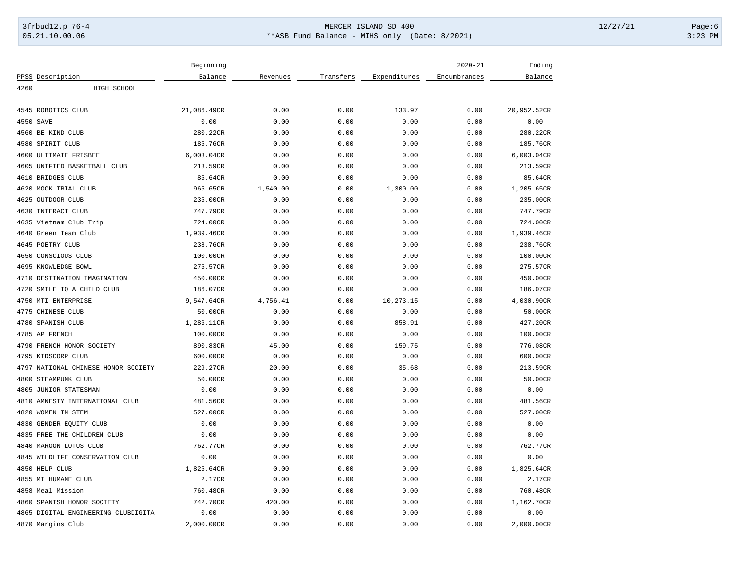| PPSS | Description | Beginning Balance | Revenues | Transfers | Expenditures | 2020-21 Encumbrances | Ending Balance |
|---|---|---|---|---|---|---|---|
| 4260 | HIGH SCHOOL | | | | | | |
| 4545 | ROBOTICS CLUB | 21,086.49CR | 0.00 | 0.00 | 133.97 | 0.00 | 20,952.52CR |
| 4550 | SAVE | 0.00 | 0.00 | 0.00 | 0.00 | 0.00 | 0.00 |
| 4560 | BE KIND CLUB | 280.22CR | 0.00 | 0.00 | 0.00 | 0.00 | 280.22CR |
| 4580 | SPIRIT CLUB | 185.76CR | 0.00 | 0.00 | 0.00 | 0.00 | 185.76CR |
| 4600 | ULTIMATE FRISBEE | 6,003.04CR | 0.00 | 0.00 | 0.00 | 0.00 | 6,003.04CR |
| 4605 | UNIFIED BASKETBALL CLUB | 213.59CR | 0.00 | 0.00 | 0.00 | 0.00 | 213.59CR |
| 4610 | BRIDGES CLUB | 85.64CR | 0.00 | 0.00 | 0.00 | 0.00 | 85.64CR |
| 4620 | MOCK TRIAL CLUB | 965.65CR | 1,540.00 | 0.00 | 1,300.00 | 0.00 | 1,205.65CR |
| 4625 | OUTDOOR CLUB | 235.00CR | 0.00 | 0.00 | 0.00 | 0.00 | 235.00CR |
| 4630 | INTERACT CLUB | 747.79CR | 0.00 | 0.00 | 0.00 | 0.00 | 747.79CR |
| 4635 | Vietnam Club Trip | 724.00CR | 0.00 | 0.00 | 0.00 | 0.00 | 724.00CR |
| 4640 | Green Team Club | 1,939.46CR | 0.00 | 0.00 | 0.00 | 0.00 | 1,939.46CR |
| 4645 | POETRY CLUB | 238.76CR | 0.00 | 0.00 | 0.00 | 0.00 | 238.76CR |
| 4650 | CONSCIOUS CLUB | 100.00CR | 0.00 | 0.00 | 0.00 | 0.00 | 100.00CR |
| 4695 | KNOWLEDGE BOWL | 275.57CR | 0.00 | 0.00 | 0.00 | 0.00 | 275.57CR |
| 4710 | DESTINATION IMAGINATION | 450.00CR | 0.00 | 0.00 | 0.00 | 0.00 | 450.00CR |
| 4720 | SMILE TO A CHILD CLUB | 186.07CR | 0.00 | 0.00 | 0.00 | 0.00 | 186.07CR |
| 4750 | MTI ENTERPRISE | 9,547.64CR | 4,756.41 | 0.00 | 10,273.15 | 0.00 | 4,030.90CR |
| 4775 | CHINESE CLUB | 50.00CR | 0.00 | 0.00 | 0.00 | 0.00 | 50.00CR |
| 4780 | SPANISH CLUB | 1,286.11CR | 0.00 | 0.00 | 858.91 | 0.00 | 427.20CR |
| 4785 | AP FRENCH | 100.00CR | 0.00 | 0.00 | 0.00 | 0.00 | 100.00CR |
| 4790 | FRENCH HONOR SOCIETY | 890.83CR | 45.00 | 0.00 | 159.75 | 0.00 | 776.08CR |
| 4795 | KIDSCORP CLUB | 600.00CR | 0.00 | 0.00 | 0.00 | 0.00 | 600.00CR |
| 4797 | NATIONAL CHINESE HONOR SOCIETY | 229.27CR | 20.00 | 0.00 | 35.68 | 0.00 | 213.59CR |
| 4800 | STEAMPUNK CLUB | 50.00CR | 0.00 | 0.00 | 0.00 | 0.00 | 50.00CR |
| 4805 | JUNIOR STATESMAN | 0.00 | 0.00 | 0.00 | 0.00 | 0.00 | 0.00 |
| 4810 | AMNESTY INTERNATIONAL CLUB | 481.56CR | 0.00 | 0.00 | 0.00 | 0.00 | 481.56CR |
| 4820 | WOMEN IN STEM | 527.00CR | 0.00 | 0.00 | 0.00 | 0.00 | 527.00CR |
| 4830 | GENDER EQUITY CLUB | 0.00 | 0.00 | 0.00 | 0.00 | 0.00 | 0.00 |
| 4835 | FREE THE CHILDREN CLUB | 0.00 | 0.00 | 0.00 | 0.00 | 0.00 | 0.00 |
| 4840 | MAROON LOTUS CLUB | 762.77CR | 0.00 | 0.00 | 0.00 | 0.00 | 762.77CR |
| 4845 | WILDLIFE CONSERVATION CLUB | 0.00 | 0.00 | 0.00 | 0.00 | 0.00 | 0.00 |
| 4850 | HELP CLUB | 1,825.64CR | 0.00 | 0.00 | 0.00 | 0.00 | 1,825.64CR |
| 4855 | MI HUMANE CLUB | 2.17CR | 0.00 | 0.00 | 0.00 | 0.00 | 2.17CR |
| 4858 | Meal Mission | 760.48CR | 0.00 | 0.00 | 0.00 | 0.00 | 760.48CR |
| 4860 | SPANISH HONOR SOCIETY | 742.70CR | 420.00 | 0.00 | 0.00 | 0.00 | 1,162.70CR |
| 4865 | DIGITAL ENGINEERING CLUBDIGITA | 0.00 | 0.00 | 0.00 | 0.00 | 0.00 | 0.00 |
| 4870 | Margins Club | 2,000.00CR | 0.00 | 0.00 | 0.00 | 0.00 | 2,000.00CR |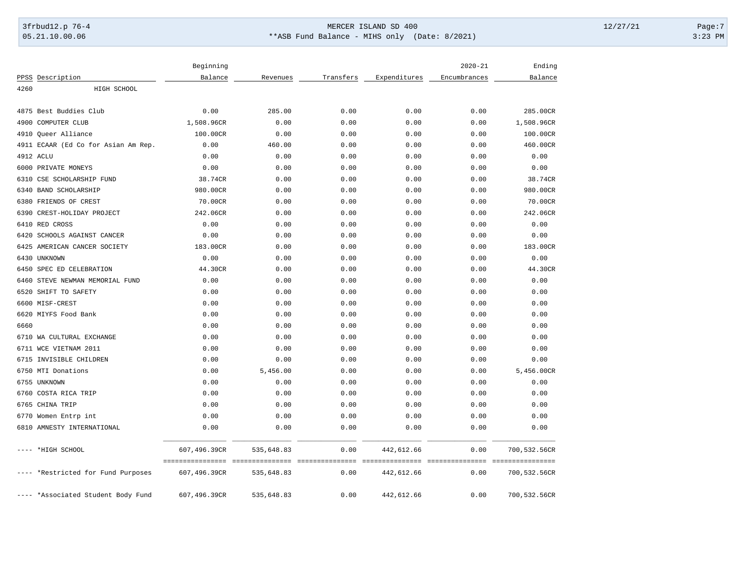| PPSS | Description | Beginning Balance | Revenues | Transfers | Expenditures | 2020-21 Encumbrances | Ending Balance |
|---|---|---|---|---|---|---|---|
| 4260 | HIGH SCHOOL | | | | | | |
| 4875 | Best Buddies Club | 0.00 | 285.00 | 0.00 | 0.00 | 0.00 | 285.00CR |
| 4900 | COMPUTER CLUB | 1,508.96CR | 0.00 | 0.00 | 0.00 | 0.00 | 1,508.96CR |
| 4910 | Queer Alliance | 100.00CR | 0.00 | 0.00 | 0.00 | 0.00 | 100.00CR |
| 4911 | ECAAR (Ed Co for Asian Am Rep. | 0.00 | 460.00 | 0.00 | 0.00 | 0.00 | 460.00CR |
| 4912 | ACLU | 0.00 | 0.00 | 0.00 | 0.00 | 0.00 | 0.00 |
| 6000 | PRIVATE MONEYS | 0.00 | 0.00 | 0.00 | 0.00 | 0.00 | 0.00 |
| 6310 | CSE SCHOLARSHIP FUND | 38.74CR | 0.00 | 0.00 | 0.00 | 0.00 | 38.74CR |
| 6340 | BAND SCHOLARSHIP | 980.00CR | 0.00 | 0.00 | 0.00 | 0.00 | 980.00CR |
| 6380 | FRIENDS OF CREST | 70.00CR | 0.00 | 0.00 | 0.00 | 0.00 | 70.00CR |
| 6390 | CREST-HOLIDAY PROJECT | 242.06CR | 0.00 | 0.00 | 0.00 | 0.00 | 242.06CR |
| 6410 | RED CROSS | 0.00 | 0.00 | 0.00 | 0.00 | 0.00 | 0.00 |
| 6420 | SCHOOLS AGAINST CANCER | 0.00 | 0.00 | 0.00 | 0.00 | 0.00 | 0.00 |
| 6425 | AMERICAN CANCER SOCIETY | 183.00CR | 0.00 | 0.00 | 0.00 | 0.00 | 183.00CR |
| 6430 | UNKNOWN | 0.00 | 0.00 | 0.00 | 0.00 | 0.00 | 0.00 |
| 6450 | SPEC ED CELEBRATION | 44.30CR | 0.00 | 0.00 | 0.00 | 0.00 | 44.30CR |
| 6460 | STEVE NEWMAN MEMORIAL FUND | 0.00 | 0.00 | 0.00 | 0.00 | 0.00 | 0.00 |
| 6520 | SHIFT TO SAFETY | 0.00 | 0.00 | 0.00 | 0.00 | 0.00 | 0.00 |
| 6600 | MISF-CREST | 0.00 | 0.00 | 0.00 | 0.00 | 0.00 | 0.00 |
| 6620 | MIYFS Food Bank | 0.00 | 0.00 | 0.00 | 0.00 | 0.00 | 0.00 |
| 6660 | | 0.00 | 0.00 | 0.00 | 0.00 | 0.00 | 0.00 |
| 6710 | WA CULTURAL EXCHANGE | 0.00 | 0.00 | 0.00 | 0.00 | 0.00 | 0.00 |
| 6711 | WCE VIETNAM 2011 | 0.00 | 0.00 | 0.00 | 0.00 | 0.00 | 0.00 |
| 6715 | INVISIBLE CHILDREN | 0.00 | 0.00 | 0.00 | 0.00 | 0.00 | 0.00 |
| 6750 | MTI Donations | 0.00 | 5,456.00 | 0.00 | 0.00 | 0.00 | 5,456.00CR |
| 6755 | UNKNOWN | 0.00 | 0.00 | 0.00 | 0.00 | 0.00 | 0.00 |
| 6760 | COSTA RICA TRIP | 0.00 | 0.00 | 0.00 | 0.00 | 0.00 | 0.00 |
| 6765 | CHINA TRIP | 0.00 | 0.00 | 0.00 | 0.00 | 0.00 | 0.00 |
| 6770 | Women Entrp int | 0.00 | 0.00 | 0.00 | 0.00 | 0.00 | 0.00 |
| 6810 | AMNESTY INTERNATIONAL | 0.00 | 0.00 | 0.00 | 0.00 | 0.00 | 0.00 |
| ---- | *HIGH SCHOOL | 607,496.39CR | 535,648.83 | 0.00 | 442,612.66 | 0.00 | 700,532.56CR |
| ---- | *Restricted for Fund Purposes | 607,496.39CR | 535,648.83 | 0.00 | 442,612.66 | 0.00 | 700,532.56CR |
| ---- | *Associated Student Body Fund | 607,496.39CR | 535,648.83 | 0.00 | 442,612.66 | 0.00 | 700,532.56CR |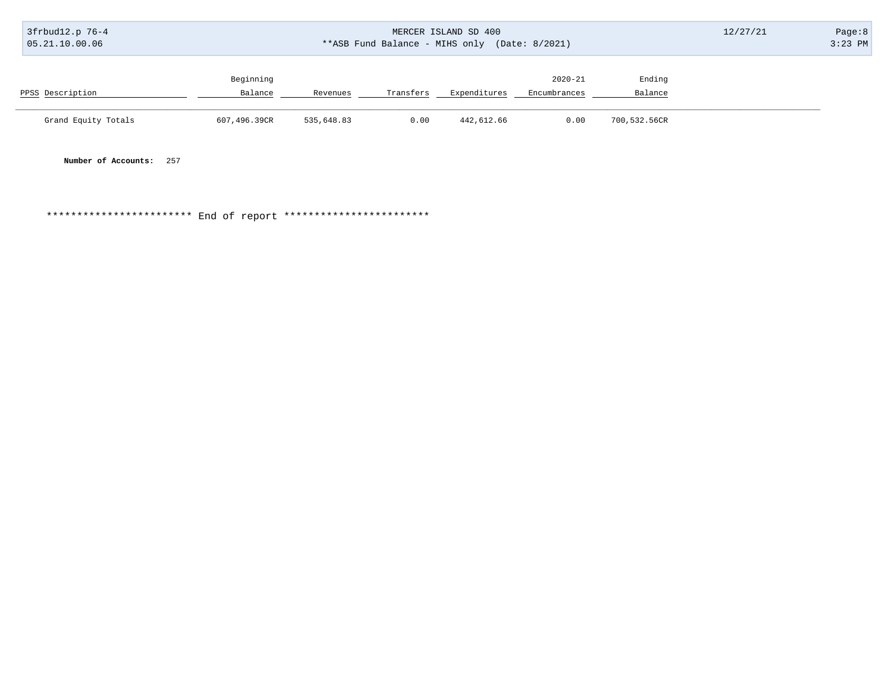| PPSS | Description | Beginning Balance | Revenues | Transfers | Expenditures | 2020-21 Encumbrances | Ending Balance |
|---|---|---|---|---|---|---|---|
| | Grand Equity Totals | 607,496.39CR | 535,648.83 | 0.00 | 442,612.66 | 0.00 | 700,532.56CR |

**Number of Accounts:** 257

************************ End of report ************************